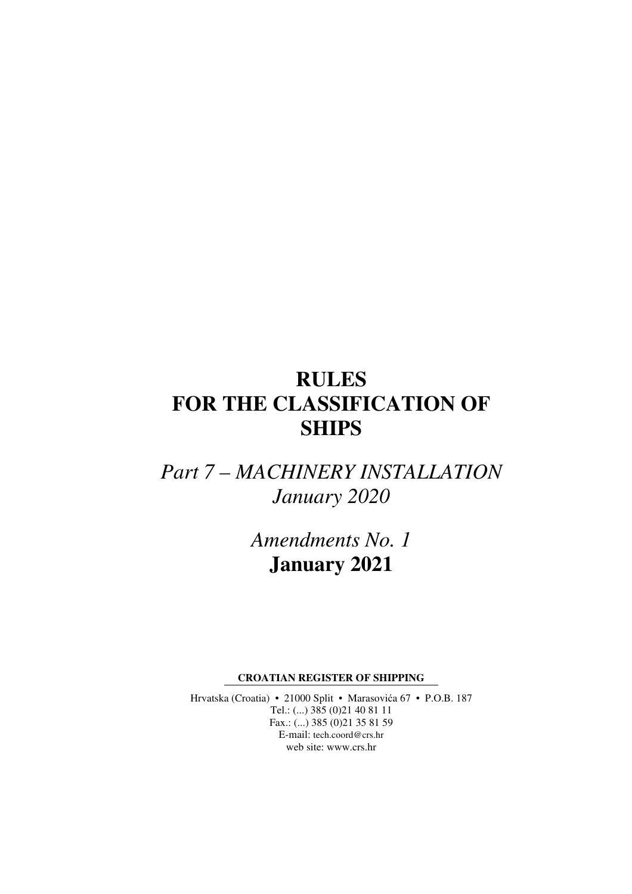# RULES FOR THE CLASSIFICATION OF SHIPS

*Part 7 – MACHINERY INSTALLATION*
*January 2020*

*Amendments No. 1*
**January 2021**

**CROATIAN REGISTER OF SHIPPING**

Hrvatska (Croatia) • 21000 Split • Marasovića 67 • P.O.B. 187
Tel.: (...) 385 (0)21 40 81 11
Fax.: (...) 385 (0)21 35 81 59
E-mail: tech.coord@crs.hr
web site: www.crs.hr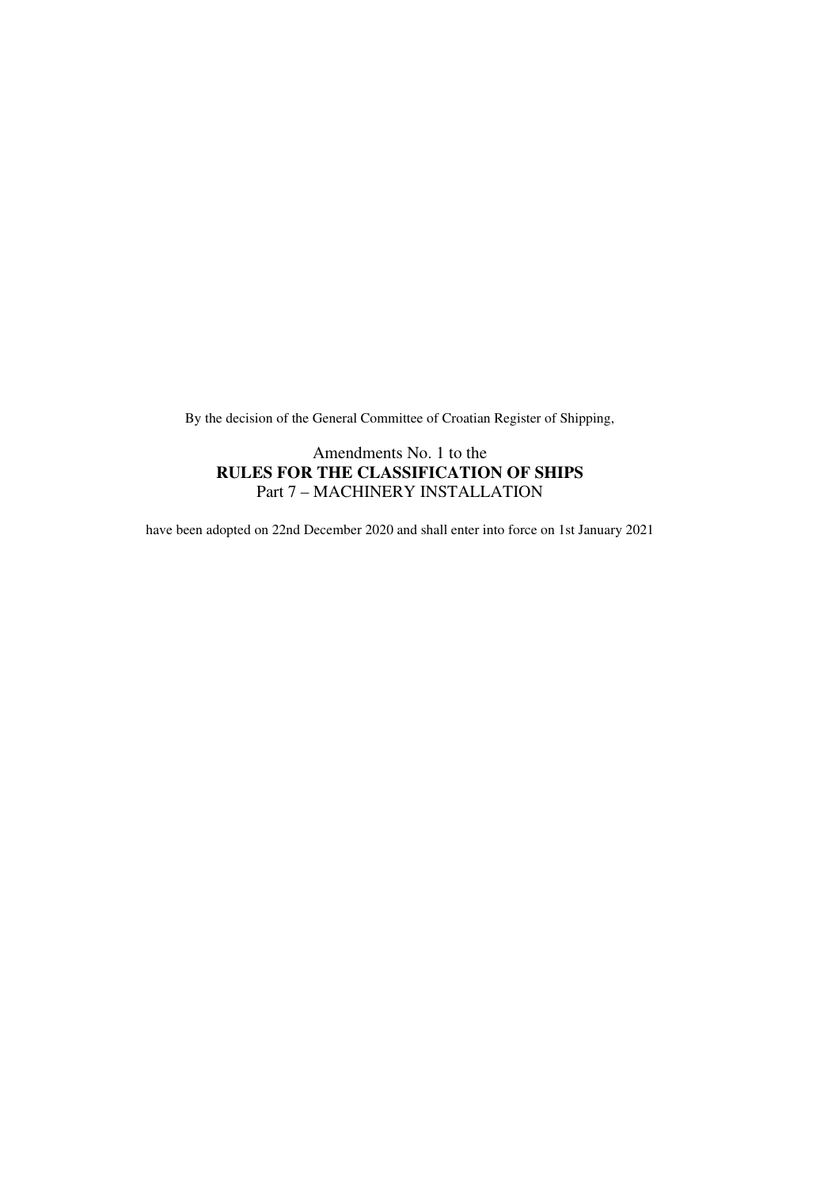By the decision of the General Committee of Croatian Register of Shipping,

Amendments No. 1 to the

**RULES FOR THE CLASSIFICATION OF SHIPS**

Part 7 – MACHINERY INSTALLATION

have been adopted on 22nd December 2020 and shall enter into force on 1st January 2021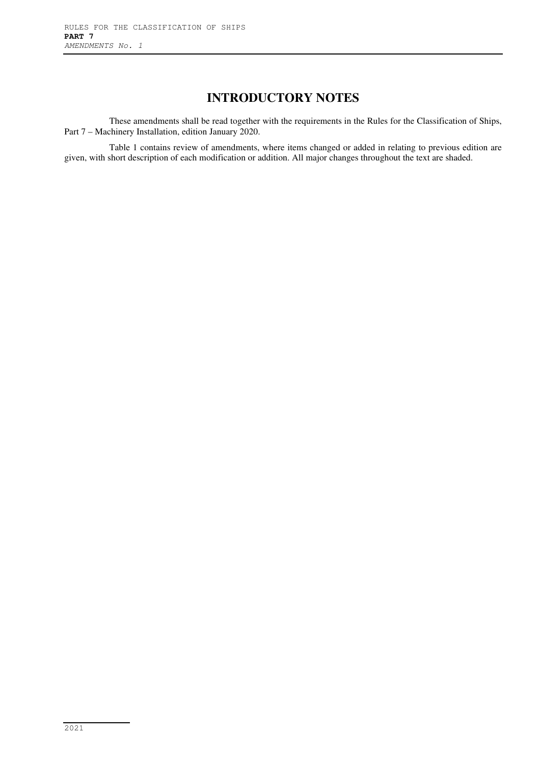# INTRODUCTORY NOTES

These amendments shall be read together with the requirements in the Rules for the Classification of Ships, Part 7 – Machinery Installation, edition January 2020.

Table 1 contains review of amendments, where items changed or added in relating to previous edition are given, with short description of each modification or addition. All major changes throughout the text are shaded.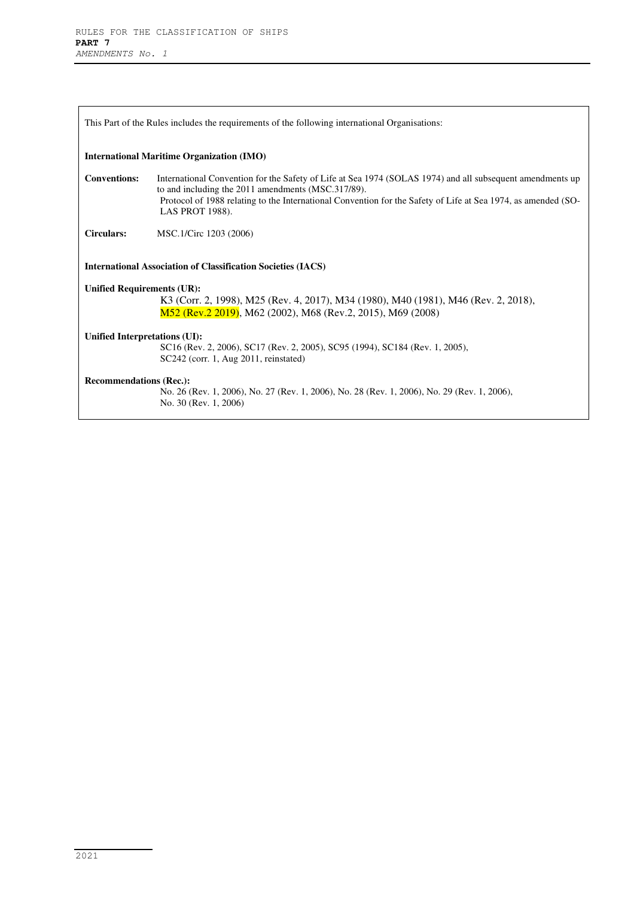This Part of the Rules includes the requirements of the following international Organisations:

**International Maritime Organization (IMO)**

**Conventions:** International Convention for the Safety of Life at Sea 1974 (SOLAS 1974) and all subsequent amendments up to and including the 2011 amendments (MSC.317/89).
Protocol of 1988 relating to the International Convention for the Safety of Life at Sea 1974, as amended (SOLAS PROT 1988).

**Circulars:** MSC.1/Circ 1203 (2006)

**International Association of Classification Societies (IACS)**

**Unified Requirements (UR):**
K3 (Corr. 2, 1998), M25 (Rev. 4, 2017), M34 (1980), M40 (1981), M46 (Rev. 2, 2018), M52 (Rev.2 2019), M62 (2002), M68 (Rev.2, 2015), M69 (2008)

**Unified Interpretations (UI):**
SC16 (Rev. 2, 2006), SC17 (Rev. 2, 2005), SC95 (1994), SC184 (Rev. 1, 2005), SC242 (corr. 1, Aug 2011, reinstated)

**Recommendations (Rec.):**
No. 26 (Rev. 1, 2006), No. 27 (Rev. 1, 2006), No. 28 (Rev. 1, 2006), No. 29 (Rev. 1, 2006), No. 30 (Rev. 1, 2006)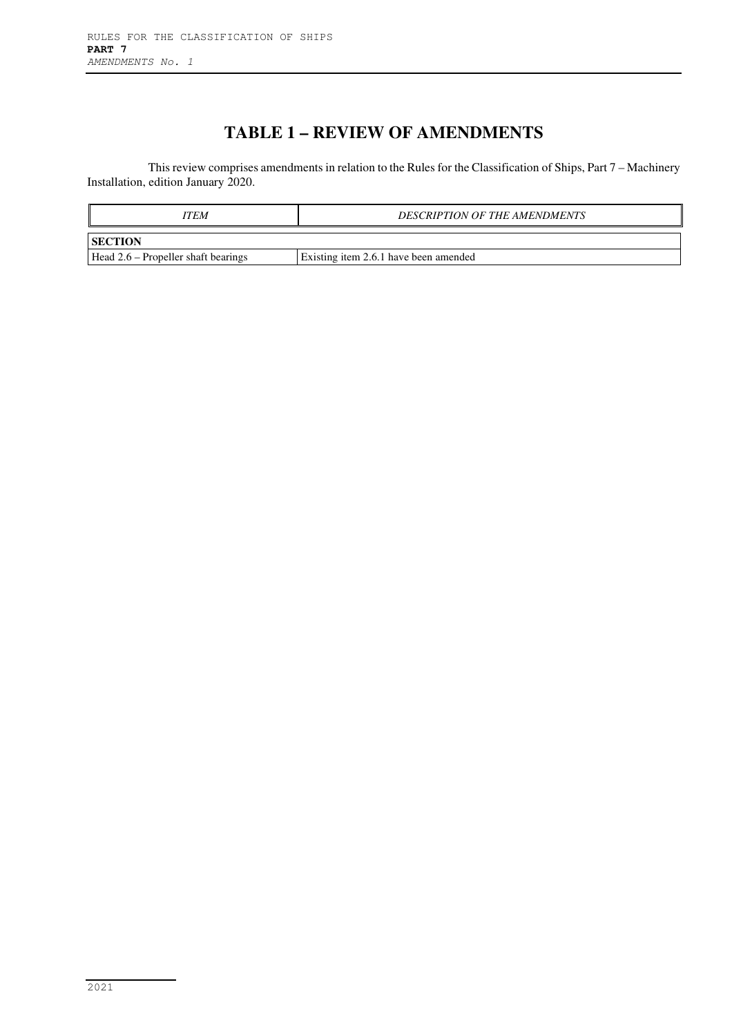# TABLE 1 – REVIEW OF AMENDMENTS

This review comprises amendments in relation to the Rules for the Classification of Ships, Part 7 – Machinery Installation, edition January 2020.

| *ITEM* | *DESCRIPTION OF THE AMENDMENTS* |
|---|---|
| **SECTION** | |
| Head 2.6 – Propeller shaft bearings | Existing item 2.6.1 have been amended |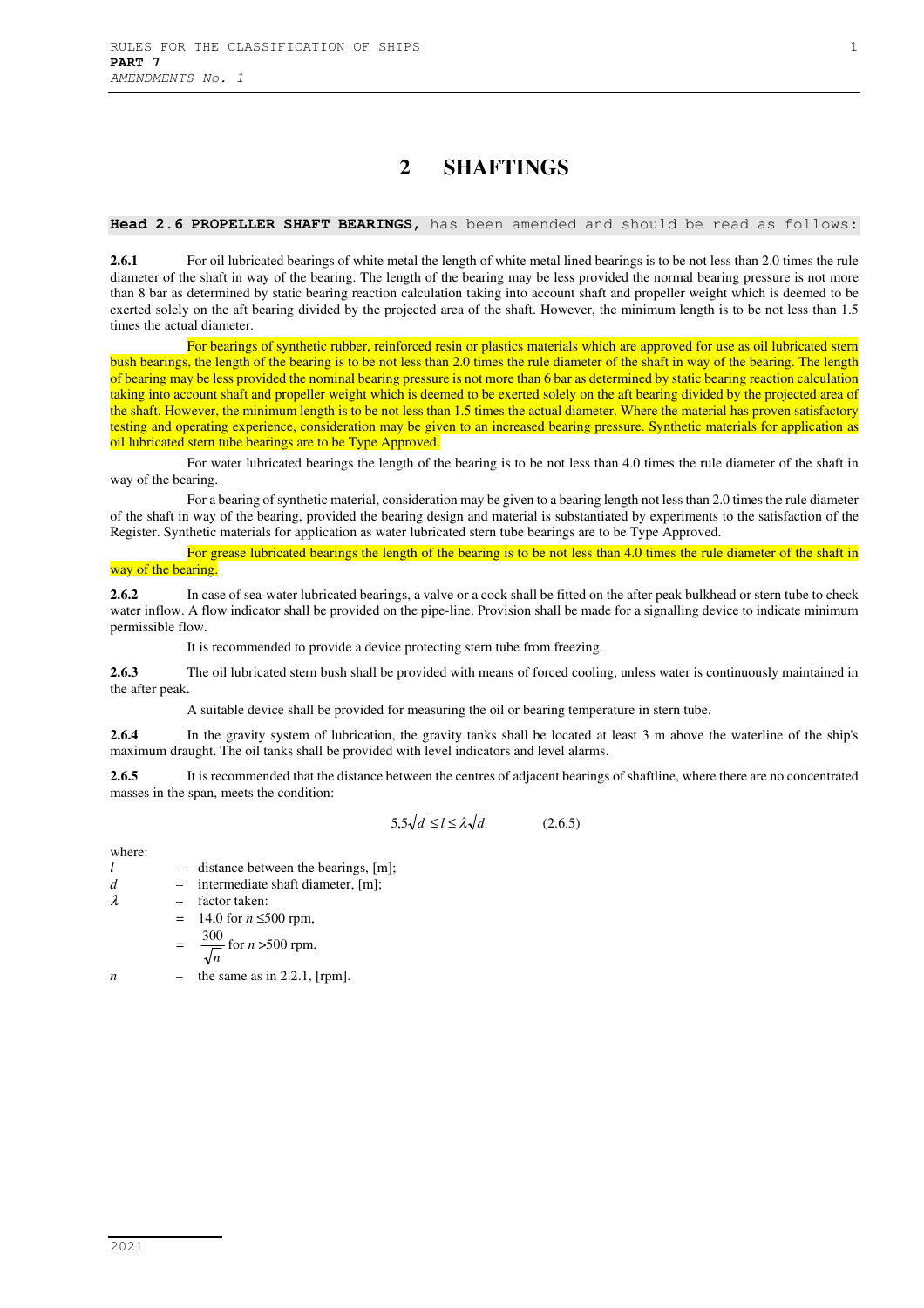# 2 SHAFTINGS

**Head 2.6 PROPELLER SHAFT BEARINGS,** has been amended and should be read as follows:

**2.6.1** For oil lubricated bearings of white metal the length of white metal lined bearings is to be not less than 2.0 times the rule diameter of the shaft in way of the bearing. The length of the bearing may be less provided the normal bearing pressure is not more than 8 bar as determined by static bearing reaction calculation taking into account shaft and propeller weight which is deemed to be exerted solely on the aft bearing divided by the projected area of the shaft. However, the minimum length is to be not less than 1.5 times the actual diameter.

For bearings of synthetic rubber, reinforced resin or plastics materials which are approved for use as oil lubricated stern bush bearings, the length of the bearing is to be not less than 2.0 times the rule diameter of the shaft in way of the bearing. The length of bearing may be less provided the nominal bearing pressure is not more than 6 bar as determined by static bearing reaction calculation taking into account shaft and propeller weight which is deemed to be exerted solely on the aft bearing divided by the projected area of the shaft. However, the minimum length is to be not less than 1.5 times the actual diameter. Where the material has proven satisfactory testing and operating experience, consideration may be given to an increased bearing pressure. Synthetic materials for application as oil lubricated stern tube bearings are to be Type Approved.

For water lubricated bearings the length of the bearing is to be not less than 4.0 times the rule diameter of the shaft in way of the bearing.

For a bearing of synthetic material, consideration may be given to a bearing length not less than 2.0 times the rule diameter of the shaft in way of the bearing, provided the bearing design and material is substantiated by experiments to the satisfaction of the Register. Synthetic materials for application as water lubricated stern tube bearings are to be Type Approved.

For grease lubricated bearings the length of the bearing is to be not less than 4.0 times the rule diameter of the shaft in way of the bearing.

**2.6.2** In case of sea-water lubricated bearings, a valve or a cock shall be fitted on the after peak bulkhead or stern tube to check water inflow. A flow indicator shall be provided on the pipe-line. Provision shall be made for a signalling device to indicate minimum permissible flow.

It is recommended to provide a device protecting stern tube from freezing.

**2.6.3** The oil lubricated stern bush shall be provided with means of forced cooling, unless water is continuously maintained in the after peak.

A suitable device shall be provided for measuring the oil or bearing temperature in stern tube.

**2.6.4** In the gravity system of lubrication, the gravity tanks shall be located at least 3 m above the waterline of the ship's maximum draught. The oil tanks shall be provided with level indicators and level alarms.

**2.6.5** It is recommended that the distance between the centres of adjacent bearings of shaftline, where there are no concentrated masses in the span, meets the condition:

$$5{,}5\sqrt{d} \le l \le \lambda\sqrt{d} \qquad (2.6.5)$$

where:

$l$ – distance between the bearings, [m];

$d$ – intermediate shaft diameter, [m];

$\lambda$ – factor taken:

= 14,0 for $n \le 500$ rpm,

= $\dfrac{300}{\sqrt{n}}$ for $n > 500$ rpm,

$n$ – the same as in 2.2.1, [rpm].